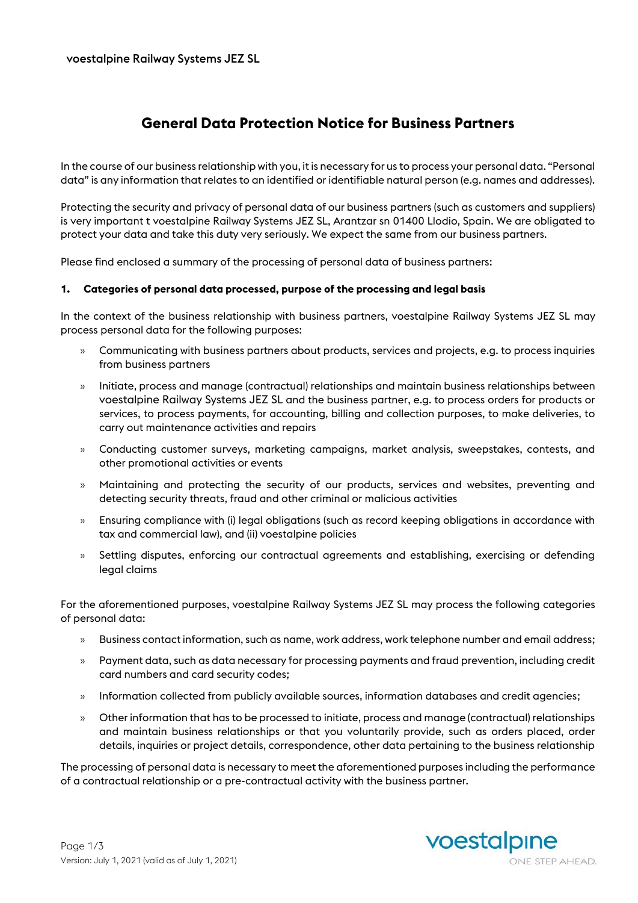voestalpine Railway Systems JEZ SL

# General Data Protection Notice for Business Partners

In the course of our business relationship with you, it is necessary for us to process your personal data. "Personal data" is any information that relates to an identified or identifiable natural person (e.g. names and addresses).

Protecting the security and privacy of personal data of our business partners (such as customers and suppliers) is very important t voestalpine Railway Systems JEZ SL, Arantzar sn 01400 Llodio, Spain. We are obligated to protect your data and take this duty very seriously. We expect the same from our business partners.

Please find enclosed a summary of the processing of personal data of business partners:

## 1. Categories of personal data processed, purpose of the processing and legal basis

In the context of the business relationship with business partners, voestalpine Railway Systems JEZ SL may process personal data for the following purposes:

- Communicating with business partners about products, services and projects, e.g. to process inquiries from business partners
- Initiate, process and manage (contractual) relationships and maintain business relationships between voestalpine Railway Systems JEZ SL and the business partner, e.g. to process orders for products or services, to process payments, for accounting, billing and collection purposes, to make deliveries, to carry out maintenance activities and repairs
- Conducting customer surveys, marketing campaigns, market analysis, sweepstakes, contests, and other promotional activities or events
- Maintaining and protecting the security of our products, services and websites, preventing and detecting security threats, fraud and other criminal or malicious activities
- Ensuring compliance with (i) legal obligations (such as record keeping obligations in accordance with tax and commercial law), and (ii) voestalpine policies
- Settling disputes, enforcing our contractual agreements and establishing, exercising or defending legal claims

For the aforementioned purposes, voestalpine Railway Systems JEZ SL may process the following categories of personal data:

- Business contact information, such as name, work address, work telephone number and email address;
- Payment data, such as data necessary for processing payments and fraud prevention, including credit card numbers and card security codes;
- Information collected from publicly available sources, information databases and credit agencies;
- Other information that has to be processed to initiate, process and manage (contractual) relationships and maintain business relationships or that you voluntarily provide, such as orders placed, order details, inquiries or project details, correspondence, other data pertaining to the business relationship

The processing of personal data is necessary to meet the aforementioned purposes including the performance of a contractual relationship or a pre-contractual activity with the business partner.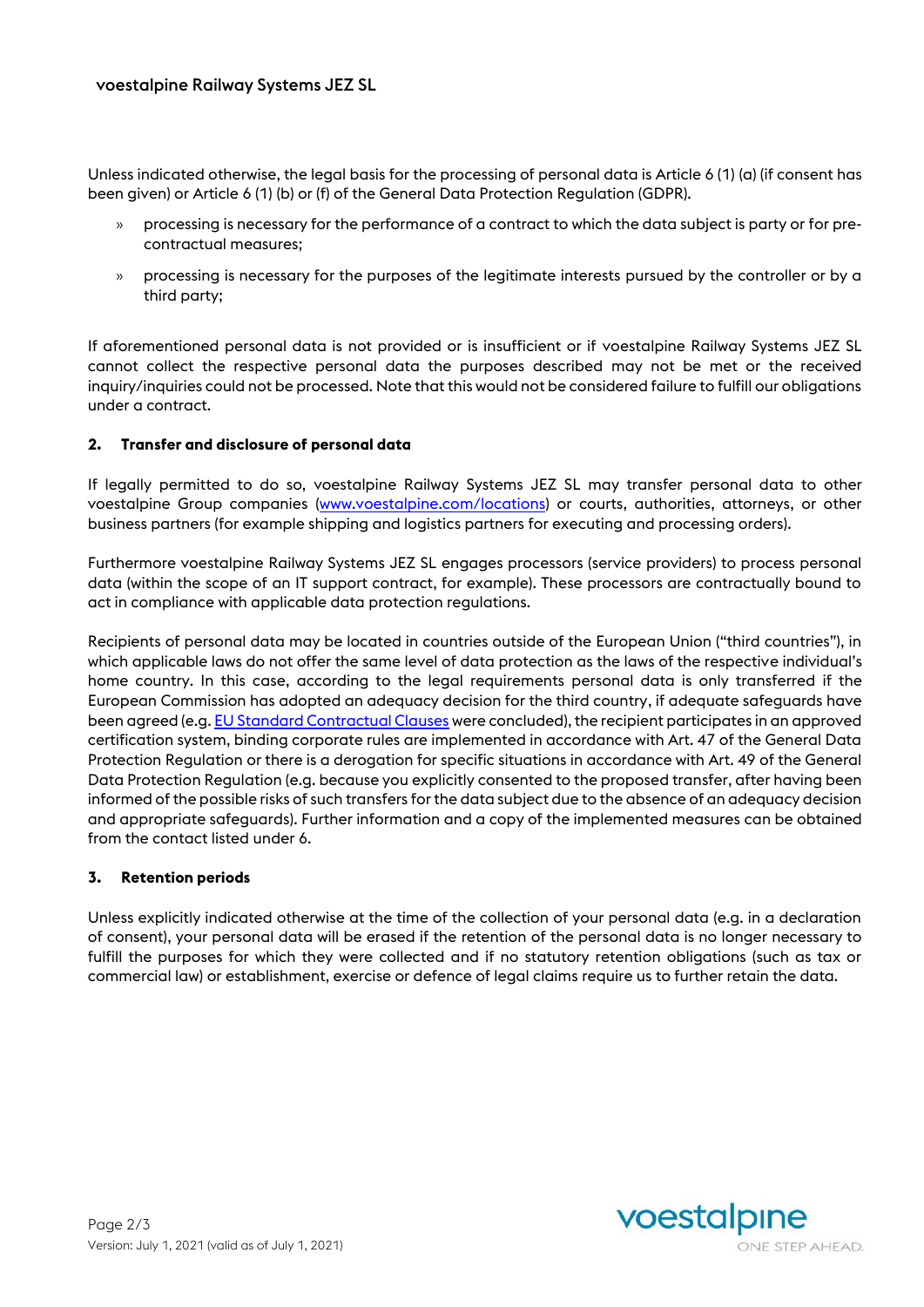Unless indicated otherwise, the legal basis for the processing of personal data is Article 6 (1) (a) (if consent has been given) or Article 6 (1) (b) or (f) of the General Data Protection Regulation (GDPR).

- processing is necessary for the performance of a contract to which the data subject is party or for pre-contractual measures;
- processing is necessary for the purposes of the legitimate interests pursued by the controller or by a third party;

If aforementioned personal data is not provided or is insufficient or if voestalpine Railway Systems JEZ SL cannot collect the respective personal data the purposes described may not be met or the received inquiry/inquiries could not be processed. Note that this would not be considered failure to fulfill our obligations under a contract.

## 2. Transfer and disclosure of personal data

If legally permitted to do so, voestalpine Railway Systems JEZ SL may transfer personal data to other voestalpine Group companies ([www.voestalpine.com/locations](www.voestalpine.com/locations)) or courts, authorities, attorneys, or other business partners (for example shipping and logistics partners for executing and processing orders).

Furthermore voestalpine Railway Systems JEZ SL engages processors (service providers) to process personal data (within the scope of an IT support contract, for example). These processors are contractually bound to act in compliance with applicable data protection regulations.

Recipients of personal data may be located in countries outside of the European Union ("third countries"), in which applicable laws do not offer the same level of data protection as the laws of the respective individual's home country. In this case, according to the legal requirements personal data is only transferred if the European Commission has adopted an adequacy decision for the third country, if adequate safeguards have been agreed (e.g. EU Standard Contractual Clauses were concluded), the recipient participates in an approved certification system, binding corporate rules are implemented in accordance with Art. 47 of the General Data Protection Regulation or there is a derogation for specific situations in accordance with Art. 49 of the General Data Protection Regulation (e.g. because you explicitly consented to the proposed transfer, after having been informed of the possible risks of such transfers for the data subject due to the absence of an adequacy decision and appropriate safeguards). Further information and a copy of the implemented measures can be obtained from the contact listed under 6.

## 3. Retention periods

Unless explicitly indicated otherwise at the time of the collection of your personal data (e.g. in a declaration of consent), your personal data will be erased if the retention of the personal data is no longer necessary to fulfill the purposes for which they were collected and if no statutory retention obligations (such as tax or commercial law) or establishment, exercise or defence of legal claims require us to further retain the data.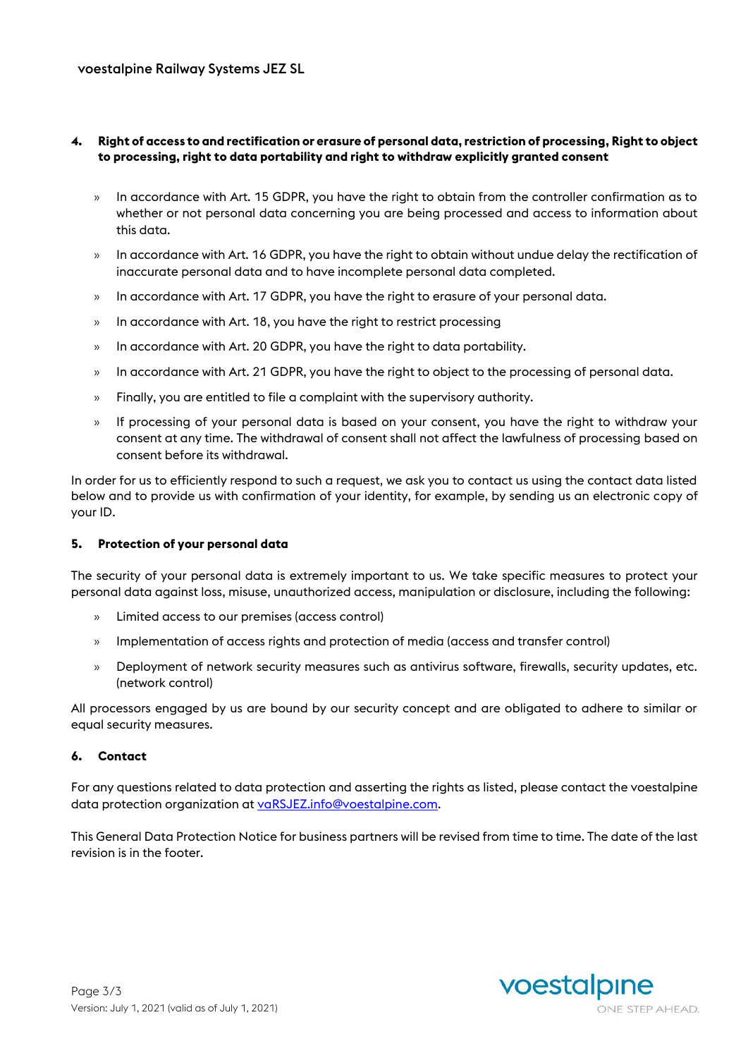## 4. Right of access to and rectification or erasure of personal data, restriction of processing, Right to object to processing, right to data portability and right to withdraw explicitly granted consent

- In accordance with Art. 15 GDPR, you have the right to obtain from the controller confirmation as to whether or not personal data concerning you are being processed and access to information about this data.
- In accordance with Art. 16 GDPR, you have the right to obtain without undue delay the rectification of inaccurate personal data and to have incomplete personal data completed.
- In accordance with Art. 17 GDPR, you have the right to erasure of your personal data.
- In accordance with Art. 18, you have the right to restrict processing
- In accordance with Art. 20 GDPR, you have the right to data portability.
- In accordance with Art. 21 GDPR, you have the right to object to the processing of personal data.
- Finally, you are entitled to file a complaint with the supervisory authority.
- If processing of your personal data is based on your consent, you have the right to withdraw your consent at any time. The withdrawal of consent shall not affect the lawfulness of processing based on consent before its withdrawal.

In order for us to efficiently respond to such a request, we ask you to contact us using the contact data listed below and to provide us with confirmation of your identity, for example, by sending us an electronic copy of your ID.

## 5. Protection of your personal data

The security of your personal data is extremely important to us. We take specific measures to protect your personal data against loss, misuse, unauthorized access, manipulation or disclosure, including the following:

- Limited access to our premises (access control)
- Implementation of access rights and protection of media (access and transfer control)
- Deployment of network security measures such as antivirus software, firewalls, security updates, etc. (network control)

All processors engaged by us are bound by our security concept and are obligated to adhere to similar or equal security measures.

## 6. Contact

For any questions related to data protection and asserting the rights as listed, please contact the voestalpine data protection organization at vaRSJEZ.info@voestalpine.com.

This General Data Protection Notice for business partners will be revised from time to time. The date of the last revision is in the footer.

Version: July 1, 2021 (valid as of July 1, 2021)